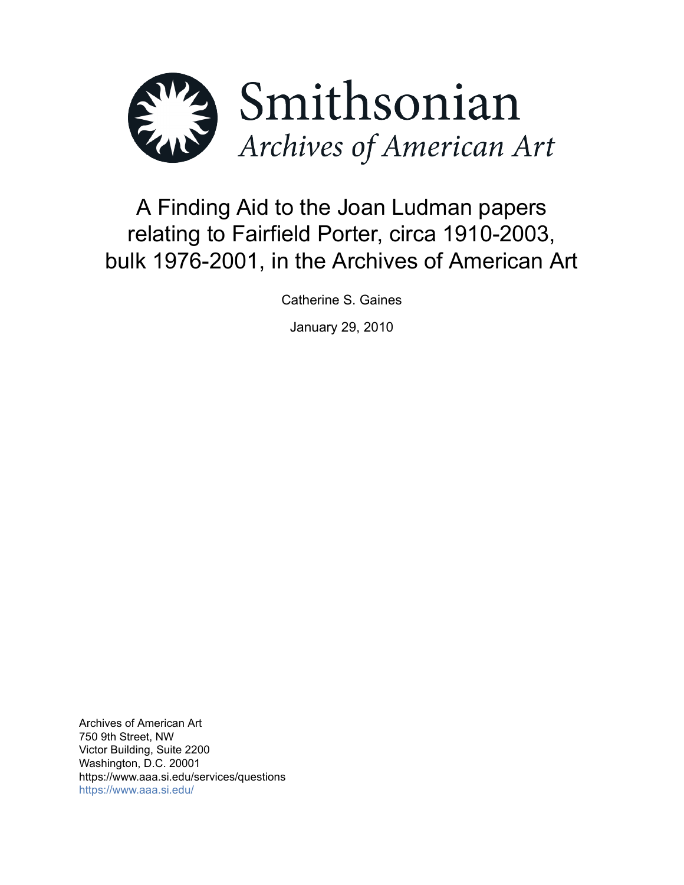Smithsonian

*Archives of American Art*

# A Finding Aid to the Joan Ludman papers relating to Fairfield Porter, circa 1910-2003, bulk 1976-2001, in the Archives of American Art

Catherine S. Gaines

January 29, 2010

Archives of American Art
750 9th Street, NW
Victor Building, Suite 2200
Washington, D.C. 20001
https://www.aaa.si.edu/services/questions
https://www.aaa.si.edu/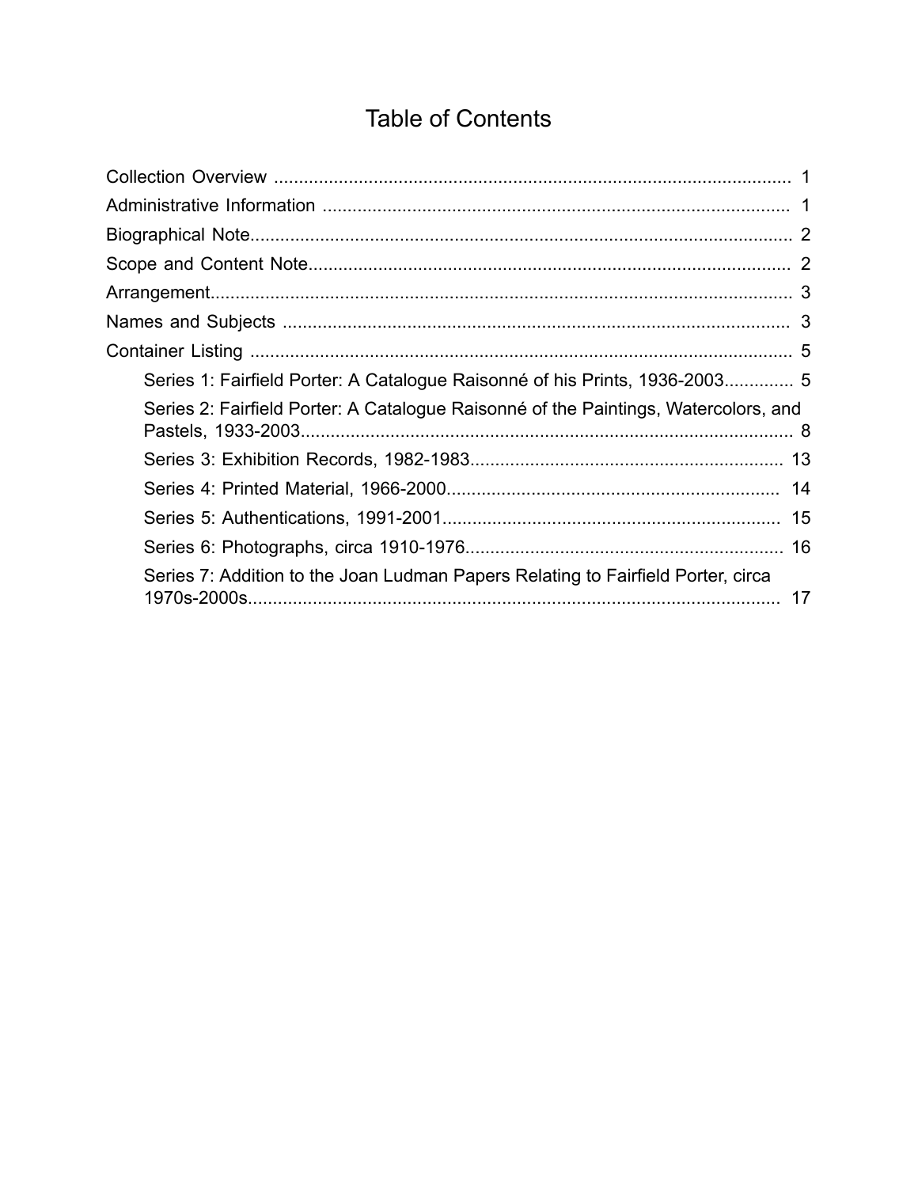# Table of Contents

- Collection Overview ........ 1
- Administrative Information ........ 1
- Biographical Note ........ 2
- Scope and Content Note ........ 2
- Arrangement ........ 3
- Names and Subjects ........ 3
- Container Listing ........ 5
    - Series 1: Fairfield Porter: A Catalogue Raisonné of his Prints, 1936-2003 ........ 5
    - Series 2: Fairfield Porter: A Catalogue Raisonné of the Paintings, Watercolors, and Pastels, 1933-2003 ........ 8
    - Series 3: Exhibition Records, 1982-1983 ........ 13
    - Series 4: Printed Material, 1966-2000 ........ 14
    - Series 5: Authentications, 1991-2001 ........ 15
    - Series 6: Photographs, circa 1910-1976 ........ 16
    - Series 7: Addition to the Joan Ludman Papers Relating to Fairfield Porter, circa 1970s-2000s ........ 17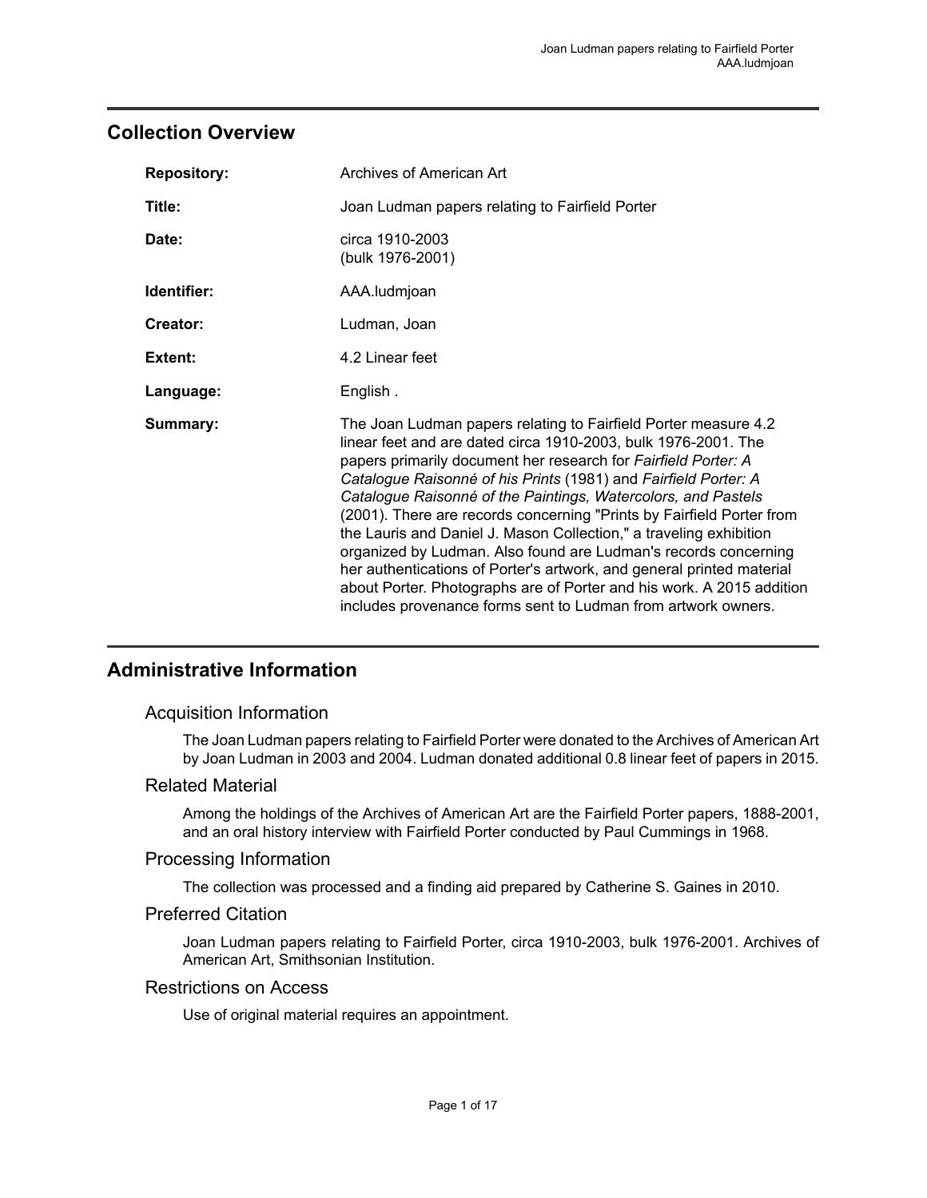## Collection Overview

| | |
|---|---|
| **Repository:** | Archives of American Art |
| **Title:** | Joan Ludman papers relating to Fairfield Porter |
| **Date:** | circa 1910-2003<br>(bulk 1976-2001) |
| **Identifier:** | AAA.ludmjoan |
| **Creator:** | Ludman, Joan |
| **Extent:** | 4.2 Linear feet |
| **Language:** | English . |
| **Summary:** | The Joan Ludman papers relating to Fairfield Porter measure 4.2 linear feet and are dated circa 1910-2003, bulk 1976-2001. The papers primarily document her research for *Fairfield Porter: A Catalogue Raisonné of his Prints* (1981) and *Fairfield Porter: A Catalogue Raisonné of the Paintings, Watercolors, and Pastels* (2001). There are records concerning "Prints by Fairfield Porter from the Lauris and Daniel J. Mason Collection," a traveling exhibition organized by Ludman. Also found are Ludman's records concerning her authentications of Porter's artwork, and general printed material about Porter. Photographs are of Porter and his work. A 2015 addition includes provenance forms sent to Ludman from artwork owners. |

## Administrative Information

### Acquisition Information

The Joan Ludman papers relating to Fairfield Porter were donated to the Archives of American Art by Joan Ludman in 2003 and 2004. Ludman donated additional 0.8 linear feet of papers in 2015.

### Related Material

Among the holdings of the Archives of American Art are the Fairfield Porter papers, 1888-2001, and an oral history interview with Fairfield Porter conducted by Paul Cummings in 1968.

### Processing Information

The collection was processed and a finding aid prepared by Catherine S. Gaines in 2010.

### Preferred Citation

Joan Ludman papers relating to Fairfield Porter, circa 1910-2003, bulk 1976-2001. Archives of American Art, Smithsonian Institution.

### Restrictions on Access

Use of original material requires an appointment.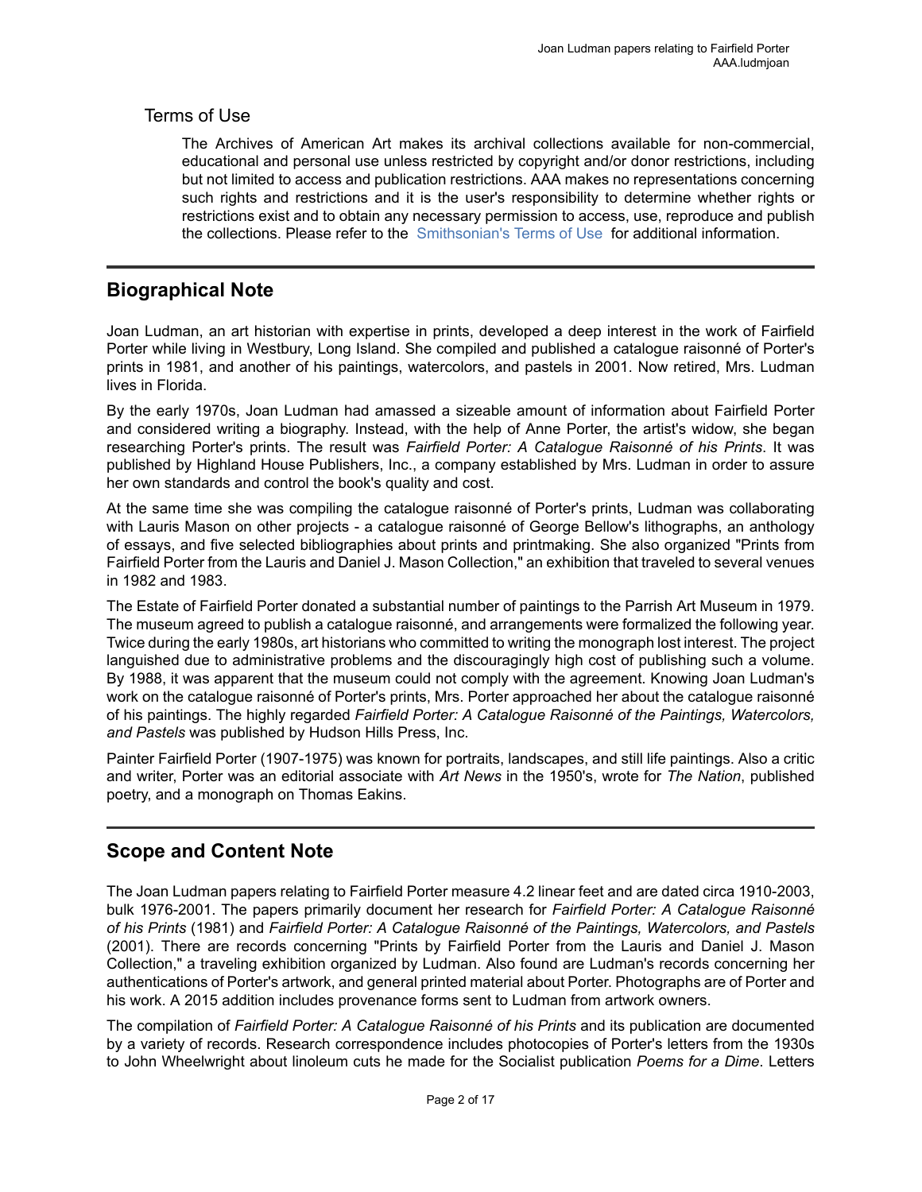## Terms of Use

The Archives of American Art makes its archival collections available for non-commercial, educational and personal use unless restricted by copyright and/or donor restrictions, including but not limited to access and publication restrictions. AAA makes no representations concerning such rights and restrictions and it is the user's responsibility to determine whether rights or restrictions exist and to obtain any necessary permission to access, use, reproduce and publish the collections. Please refer to the Smithsonian's Terms of Use for additional information.

## Biographical Note

Joan Ludman, an art historian with expertise in prints, developed a deep interest in the work of Fairfield Porter while living in Westbury, Long Island. She compiled and published a catalogue raisonné of Porter's prints in 1981, and another of his paintings, watercolors, and pastels in 2001. Now retired, Mrs. Ludman lives in Florida.

By the early 1970s, Joan Ludman had amassed a sizeable amount of information about Fairfield Porter and considered writing a biography. Instead, with the help of Anne Porter, the artist's widow, she began researching Porter's prints. The result was *Fairfield Porter: A Catalogue Raisonné of his Prints*. It was published by Highland House Publishers, Inc., a company established by Mrs. Ludman in order to assure her own standards and control the book's quality and cost.

At the same time she was compiling the catalogue raisonné of Porter's prints, Ludman was collaborating with Lauris Mason on other projects - a catalogue raisonné of George Bellow's lithographs, an anthology of essays, and five selected bibliographies about prints and printmaking. She also organized "Prints from Fairfield Porter from the Lauris and Daniel J. Mason Collection," an exhibition that traveled to several venues in 1982 and 1983.

The Estate of Fairfield Porter donated a substantial number of paintings to the Parrish Art Museum in 1979. The museum agreed to publish a catalogue raisonné, and arrangements were formalized the following year. Twice during the early 1980s, art historians who committed to writing the monograph lost interest. The project languished due to administrative problems and the discouragingly high cost of publishing such a volume. By 1988, it was apparent that the museum could not comply with the agreement. Knowing Joan Ludman's work on the catalogue raisonné of Porter's prints, Mrs. Porter approached her about the catalogue raisonné of his paintings. The highly regarded *Fairfield Porter: A Catalogue Raisonné of the Paintings, Watercolors, and Pastels* was published by Hudson Hills Press, Inc.

Painter Fairfield Porter (1907-1975) was known for portraits, landscapes, and still life paintings. Also a critic and writer, Porter was an editorial associate with *Art News* in the 1950's, wrote for *The Nation*, published poetry, and a monograph on Thomas Eakins.

## Scope and Content Note

The Joan Ludman papers relating to Fairfield Porter measure 4.2 linear feet and are dated circa 1910-2003, bulk 1976-2001. The papers primarily document her research for *Fairfield Porter: A Catalogue Raisonné of his Prints* (1981) and *Fairfield Porter: A Catalogue Raisonné of the Paintings, Watercolors, and Pastels* (2001). There are records concerning "Prints by Fairfield Porter from the Lauris and Daniel J. Mason Collection," a traveling exhibition organized by Ludman. Also found are Ludman's records concerning her authentications of Porter's artwork, and general printed material about Porter. Photographs are of Porter and his work. A 2015 addition includes provenance forms sent to Ludman from artwork owners.

The compilation of *Fairfield Porter: A Catalogue Raisonné of his Prints* and its publication are documented by a variety of records. Research correspondence includes photocopies of Porter's letters from the 1930s to John Wheelwright about linoleum cuts he made for the Socialist publication *Poems for a Dime*. Letters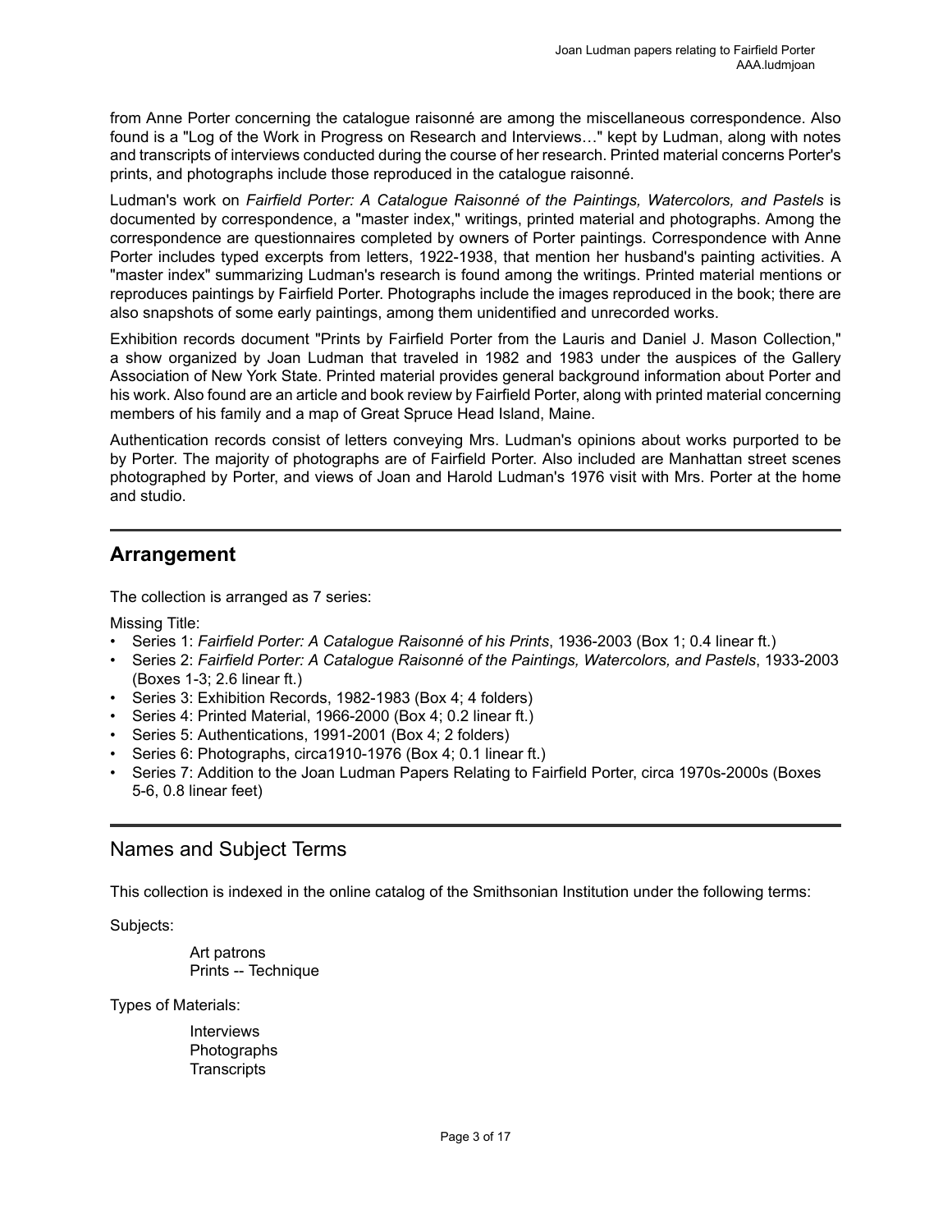from Anne Porter concerning the catalogue raisonné are among the miscellaneous correspondence. Also found is a "Log of the Work in Progress on Research and Interviews…" kept by Ludman, along with notes and transcripts of interviews conducted during the course of her research. Printed material concerns Porter's prints, and photographs include those reproduced in the catalogue raisonné.

Ludman's work on *Fairfield Porter: A Catalogue Raisonné of the Paintings, Watercolors, and Pastels* is documented by correspondence, a "master index," writings, printed material and photographs. Among the correspondence are questionnaires completed by owners of Porter paintings. Correspondence with Anne Porter includes typed excerpts from letters, 1922-1938, that mention her husband's painting activities. A "master index" summarizing Ludman's research is found among the writings. Printed material mentions or reproduces paintings by Fairfield Porter. Photographs include the images reproduced in the book; there are also snapshots of some early paintings, among them unidentified and unrecorded works.

Exhibition records document "Prints by Fairfield Porter from the Lauris and Daniel J. Mason Collection," a show organized by Joan Ludman that traveled in 1982 and 1983 under the auspices of the Gallery Association of New York State. Printed material provides general background information about Porter and his work. Also found are an article and book review by Fairfield Porter, along with printed material concerning members of his family and a map of Great Spruce Head Island, Maine.

Authentication records consist of letters conveying Mrs. Ludman's opinions about works purported to be by Porter. The majority of photographs are of Fairfield Porter. Also included are Manhattan street scenes photographed by Porter, and views of Joan and Harold Ludman's 1976 visit with Mrs. Porter at the home and studio.

## Arrangement

The collection is arranged as 7 series:

Missing Title:

- Series 1: *Fairfield Porter: A Catalogue Raisonné of his Prints*, 1936-2003 (Box 1; 0.4 linear ft.)
- Series 2: *Fairfield Porter: A Catalogue Raisonné of the Paintings, Watercolors, and Pastels*, 1933-2003 (Boxes 1-3; 2.6 linear ft.)
- Series 3: Exhibition Records, 1982-1983 (Box 4; 4 folders)
- Series 4: Printed Material, 1966-2000 (Box 4; 0.2 linear ft.)
- Series 5: Authentications, 1991-2001 (Box 4; 2 folders)
- Series 6: Photographs, circa1910-1976 (Box 4; 0.1 linear ft.)
- Series 7: Addition to the Joan Ludman Papers Relating to Fairfield Porter, circa 1970s-2000s (Boxes 5-6, 0.8 linear feet)

## Names and Subject Terms

This collection is indexed in the online catalog of the Smithsonian Institution under the following terms:

Subjects:

Art patrons
Prints -- Technique

Types of Materials:

Interviews
Photographs
Transcripts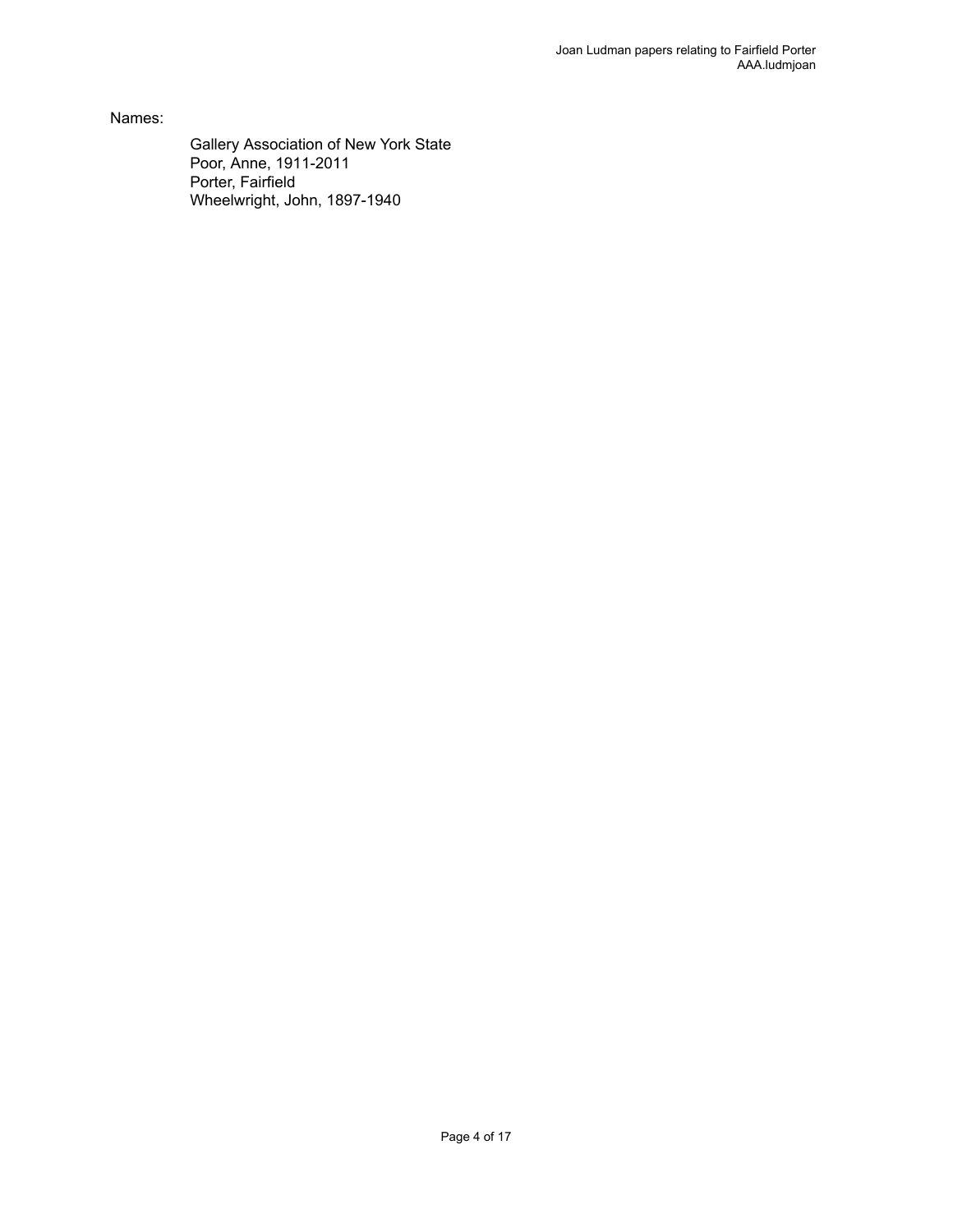Names:

- Gallery Association of New York State
- Poor, Anne, 1911-2011
- Porter, Fairfield
- Wheelwright, John, 1897-1940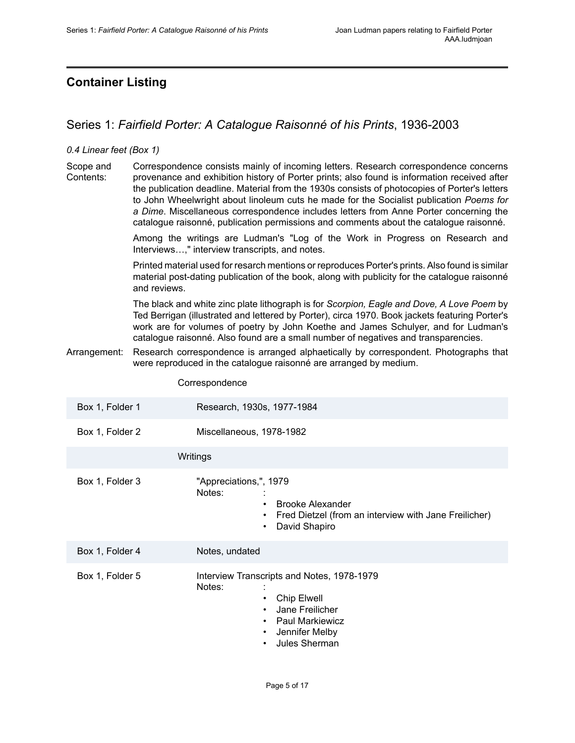## Container Listing

### Series 1: *Fairfield Porter: A Catalogue Raisonné of his Prints*, 1936-2003

*0.4 Linear feet (Box 1)*

Scope and Contents: Correspondence consists mainly of incoming letters. Research correspondence concerns provenance and exhibition history of Porter prints; also found is information received after the publication deadline. Material from the 1930s consists of photocopies of Porter's letters to John Wheelwright about linoleum cuts he made for the Socialist publication *Poems for a Dime*. Miscellaneous correspondence includes letters from Anne Porter concerning the catalogue raisonné, publication permissions and comments about the catalogue raisonné.

Among the writings are Ludman's "Log of the Work in Progress on Research and Interviews…," interview transcripts, and notes.

Printed material used for resarch mentions or reproduces Porter's prints. Also found is similar material post-dating publication of the book, along with publicity for the catalogue raisonné and reviews.

The black and white zinc plate lithograph is for *Scorpion, Eagle and Dove, A Love Poem* by Ted Berrigan (illustrated and lettered by Porter), circa 1970. Book jackets featuring Porter's work are for volumes of poetry by John Koethe and James Schulyer, and for Ludman's catalogue raisonné. Also found are a small number of negatives and transparencies.

Arrangement: Research correspondence is arranged alphaetically by correspondent. Photographs that were reproduced in the catalogue raisonné are arranged by medium.

Correspondence

| | |
|---|---|
| Box 1, Folder 1 | Research, 1930s, 1977-1984 |
| Box 1, Folder 2 | Miscellaneous, 1978-1982 |

Writings

| | |
|---|---|
| Box 1, Folder 3 | "Appreciations,", 1979<br>Notes: :<br>• Brooke Alexander<br>• Fred Dietzel (from an interview with Jane Freilicher)<br>• David Shapiro |
| Box 1, Folder 4 | Notes, undated |
| Box 1, Folder 5 | Interview Transcripts and Notes, 1978-1979<br>Notes: :<br>• Chip Elwell<br>• Jane Freilicher<br>• Paul Markiewicz<br>• Jennifer Melby<br>• Jules Sherman |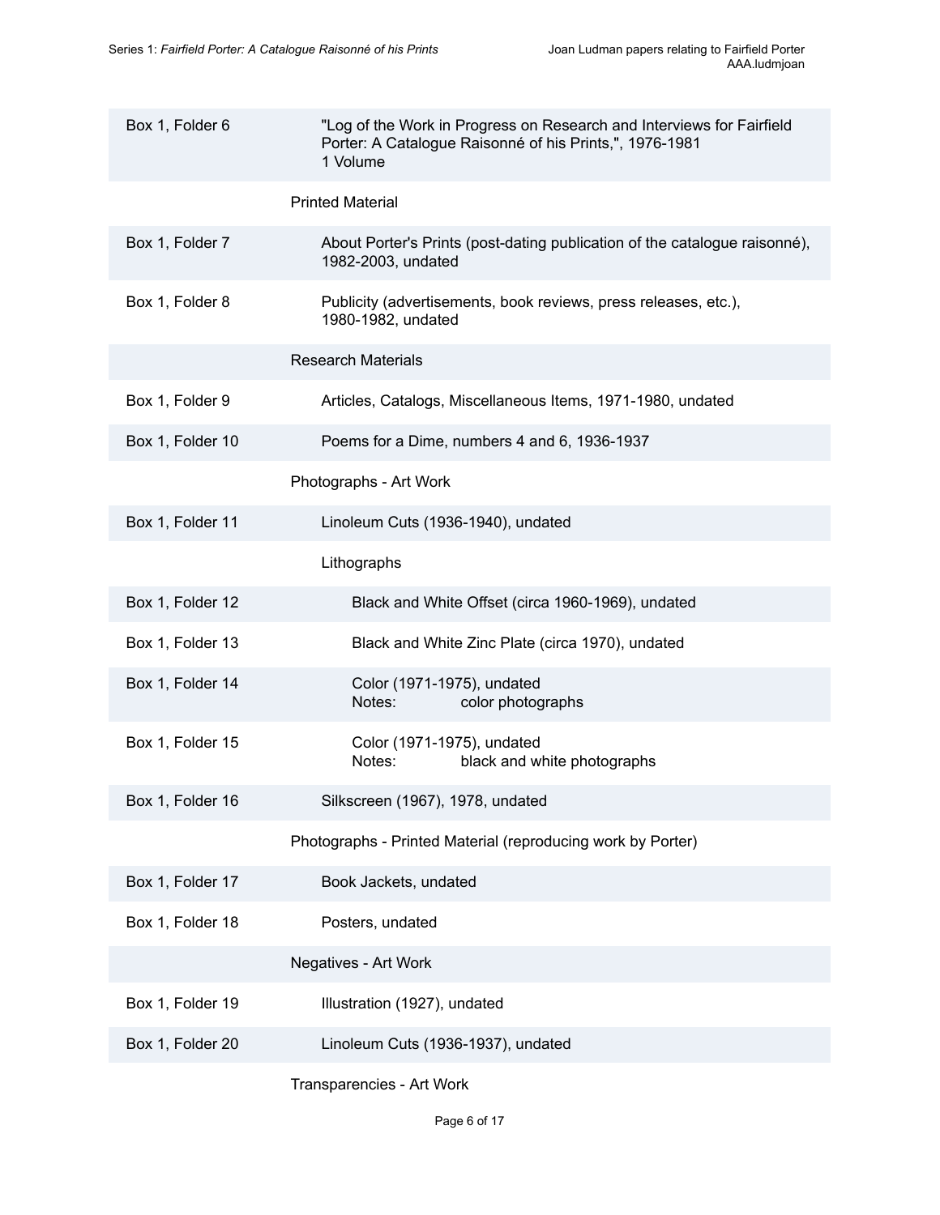| | |
|---|---|
| Box 1, Folder 6 | "Log of the Work in Progress on Research and Interviews for Fairfield Porter: A Catalogue Raisonné of his Prints,", 1976-1981<br>1 Volume |
| | **Printed Material** |
| Box 1, Folder 7 | About Porter's Prints (post-dating publication of the catalogue raisonné), 1982-2003, undated |
| Box 1, Folder 8 | Publicity (advertisements, book reviews, press releases, etc.), 1980-1982, undated |
| | **Research Materials** |
| Box 1, Folder 9 | Articles, Catalogs, Miscellaneous Items, 1971-1980, undated |
| Box 1, Folder 10 | Poems for a Dime, numbers 4 and 6, 1936-1937 |
| | **Photographs - Art Work** |
| Box 1, Folder 11 | Linoleum Cuts (1936-1940), undated |
| | Lithographs |
| Box 1, Folder 12 | Black and White Offset (circa 1960-1969), undated |
| Box 1, Folder 13 | Black and White Zinc Plate (circa 1970), undated |
| Box 1, Folder 14 | Color (1971-1975), undated<br>Notes: color photographs |
| Box 1, Folder 15 | Color (1971-1975), undated<br>Notes: black and white photographs |
| Box 1, Folder 16 | Silkscreen (1967), 1978, undated |
| | **Photographs - Printed Material (reproducing work by Porter)** |
| Box 1, Folder 17 | Book Jackets, undated |
| Box 1, Folder 18 | Posters, undated |
| | **Negatives - Art Work** |
| Box 1, Folder 19 | Illustration (1927), undated |
| Box 1, Folder 20 | Linoleum Cuts (1936-1937), undated |
| | **Transparencies - Art Work** |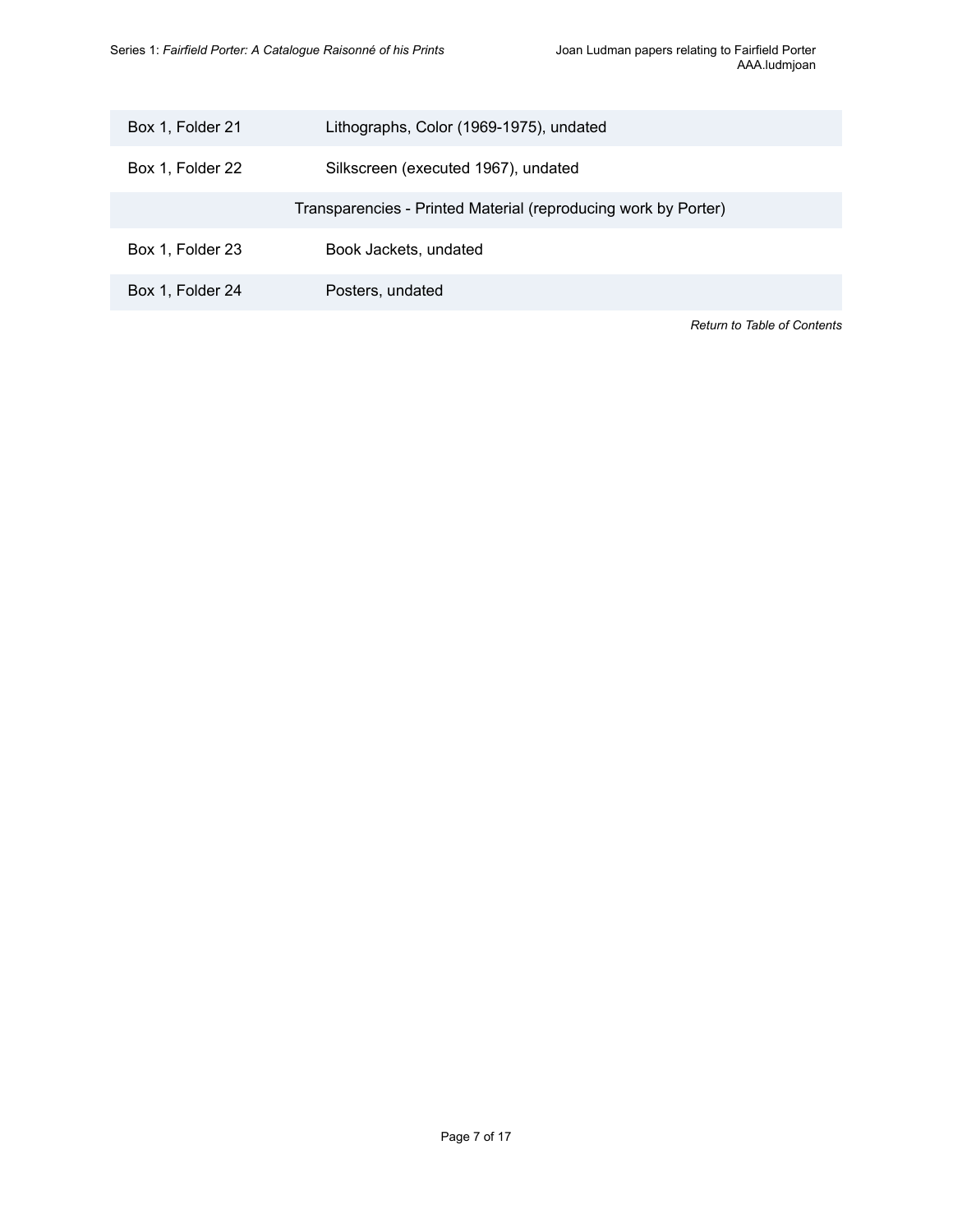| | |
|---|---|
| Box 1, Folder 21 | Lithographs, Color (1969-1975), undated |
| Box 1, Folder 22 | Silkscreen (executed 1967), undated |
| | Transparencies - Printed Material (reproducing work by Porter) |
| Box 1, Folder 23 | Book Jackets, undated |
| Box 1, Folder 24 | Posters, undated |

*Return to Table of Contents*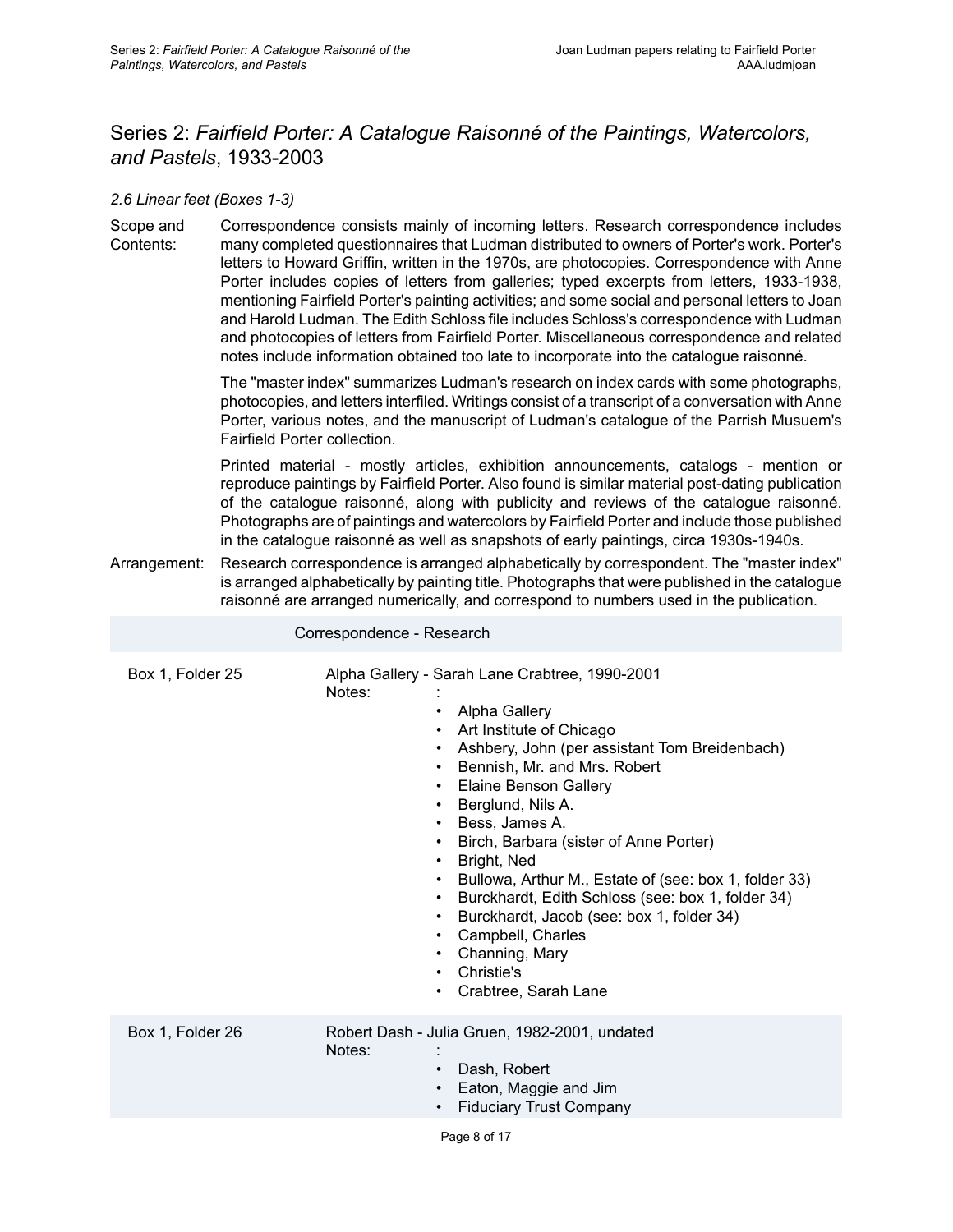## Series 2: *Fairfield Porter: A Catalogue Raisonné of the Paintings, Watercolors, and Pastels*, 1933-2003

*2.6 Linear feet (Boxes 1-3)*

**Scope and Contents:** Correspondence consists mainly of incoming letters. Research correspondence includes many completed questionnaires that Ludman distributed to owners of Porter's work. Porter's letters to Howard Griffin, written in the 1970s, are photocopies. Correspondence with Anne Porter includes copies of letters from galleries; typed excerpts from letters, 1933-1938, mentioning Fairfield Porter's painting activities; and some social and personal letters to Joan and Harold Ludman. The Edith Schloss file includes Schloss's correspondence with Ludman and photocopies of letters from Fairfield Porter. Miscellaneous correspondence and related notes include information obtained too late to incorporate into the catalogue raisonné.

The "master index" summarizes Ludman's research on index cards with some photographs, photocopies, and letters interfiled. Writings consist of a transcript of a conversation with Anne Porter, various notes, and the manuscript of Ludman's catalogue of the Parrish Musuem's Fairfield Porter collection.

Printed material - mostly articles, exhibition announcements, catalogs - mention or reproduce paintings by Fairfield Porter. Also found is similar material post-dating publication of the catalogue raisonné, along with publicity and reviews of the catalogue raisonné. Photographs are of paintings and watercolors by Fairfield Porter and include those published in the catalogue raisonné as well as snapshots of early paintings, circa 1930s-1940s.

**Arrangement:** Research correspondence is arranged alphabetically by correspondent. The "master index" is arranged alphabetically by painting title. Photographs that were published in the catalogue raisonné are arranged numerically, and correspond to numbers used in the publication.

### Correspondence - Research

**Box 1, Folder 25** — Alpha Gallery - Sarah Lane Crabtree, 1990-2001

Notes:

- Alpha Gallery
- Art Institute of Chicago
- Ashbery, John (per assistant Tom Breidenbach)
- Bennish, Mr. and Mrs. Robert
- Elaine Benson Gallery
- Berglund, Nils A.
- Bess, James A.
- Birch, Barbara (sister of Anne Porter)
- Bright, Ned
- Bullowa, Arthur M., Estate of (see: box 1, folder 33)
- Burckhardt, Edith Schloss (see: box 1, folder 34)
- Burckhardt, Jacob (see: box 1, folder 34)
- Campbell, Charles
- Channing, Mary
- Christie's
- Crabtree, Sarah Lane

**Box 1, Folder 26** — Robert Dash - Julia Gruen, 1982-2001, undated

Notes:

- Dash, Robert
- Eaton, Maggie and Jim
- Fiduciary Trust Company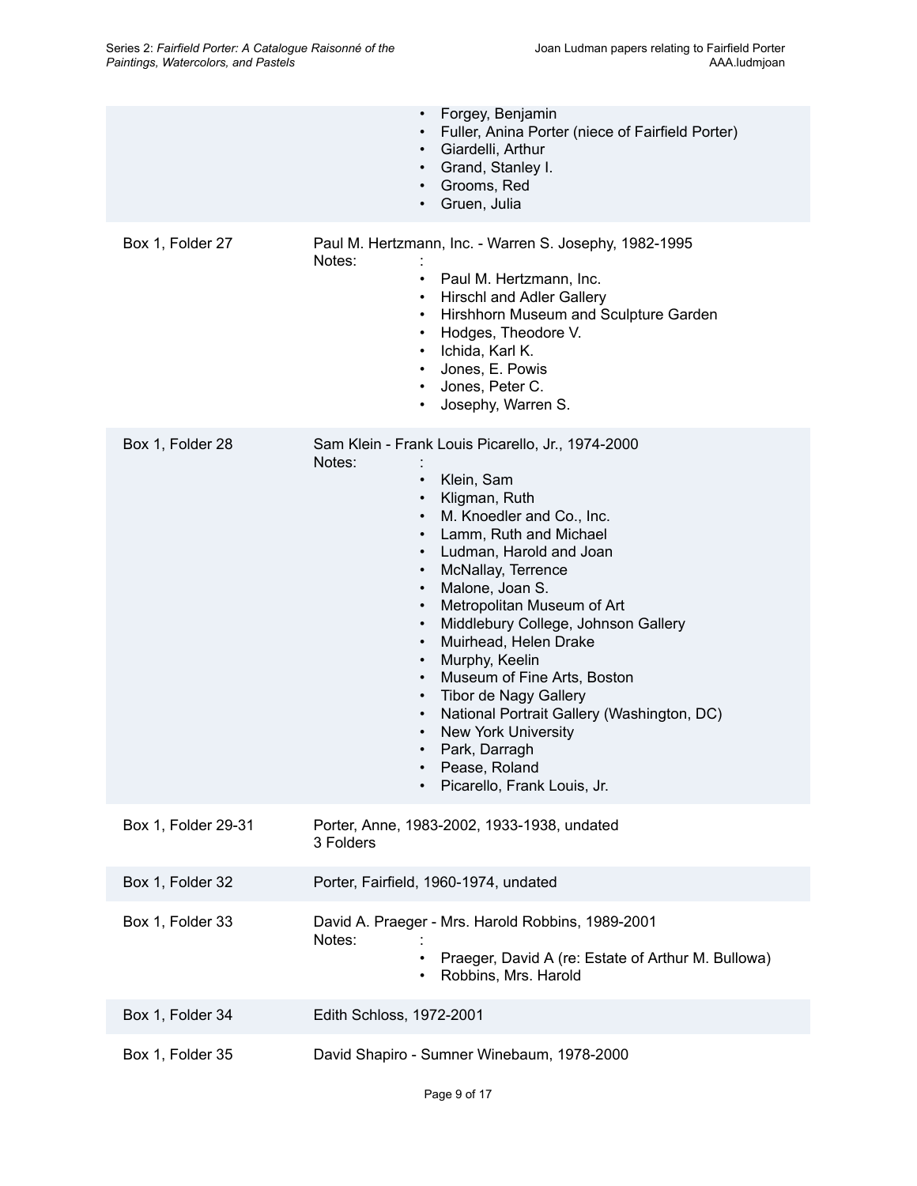- Forgey, Benjamin
- Fuller, Anina Porter (niece of Fairfield Porter)
- Giardelli, Arthur
- Grand, Stanley I.
- Grooms, Red
- Gruen, Julia

| | |
|---|---|
| Box 1, Folder 27 | Paul M. Hertzmann, Inc. - Warren S. Josephy, 1982-1995<br>Notes: :<br>• Paul M. Hertzmann, Inc.<br>• Hirschl and Adler Gallery<br>• Hirshhorn Museum and Sculpture Garden<br>• Hodges, Theodore V.<br>• Ichida, Karl K.<br>• Jones, E. Powis<br>• Jones, Peter C.<br>• Josephy, Warren S. |
| Box 1, Folder 28 | Sam Klein - Frank Louis Picarello, Jr., 1974-2000<br>Notes: :<br>• Klein, Sam<br>• Kligman, Ruth<br>• M. Knoedler and Co., Inc.<br>• Lamm, Ruth and Michael<br>• Ludman, Harold and Joan<br>• McNallay, Terrence<br>• Malone, Joan S.<br>• Metropolitan Museum of Art<br>• Middlebury College, Johnson Gallery<br>• Muirhead, Helen Drake<br>• Murphy, Keelin<br>• Museum of Fine Arts, Boston<br>• Tibor de Nagy Gallery<br>• National Portrait Gallery (Washington, DC)<br>• New York University<br>• Park, Darragh<br>• Pease, Roland<br>• Picarello, Frank Louis, Jr. |
| Box 1, Folder 29-31 | Porter, Anne, 1983-2002, 1933-1938, undated<br>3 Folders |
| Box 1, Folder 32 | Porter, Fairfield, 1960-1974, undated |
| Box 1, Folder 33 | David A. Praeger - Mrs. Harold Robbins, 1989-2001<br>Notes: :<br>• Praeger, David A (re: Estate of Arthur M. Bullowa)<br>• Robbins, Mrs. Harold |
| Box 1, Folder 34 | Edith Schloss, 1972-2001 |
| Box 1, Folder 35 | David Shapiro - Sumner Winebaum, 1978-2000 |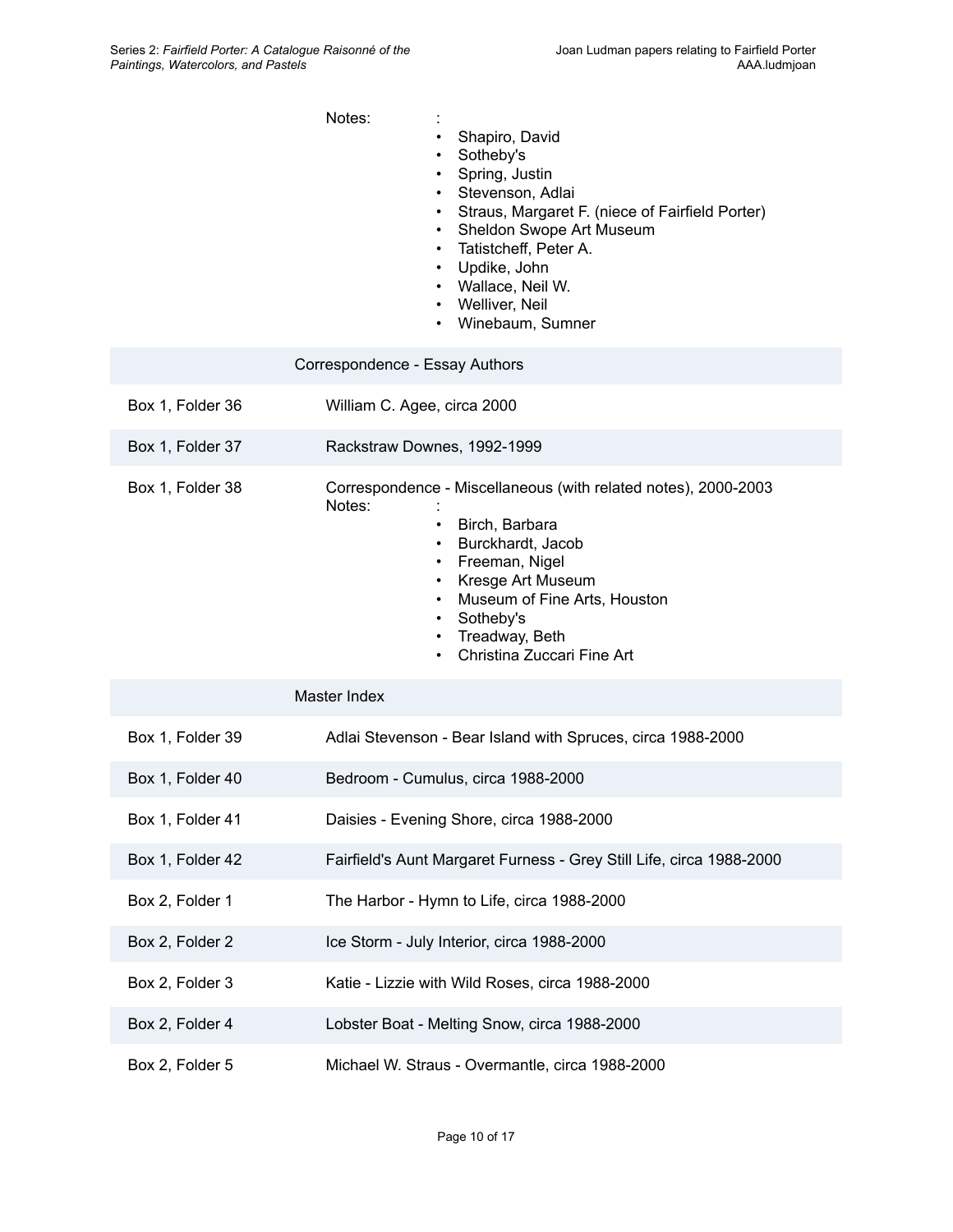Notes: :

- Shapiro, David
- Sotheby's
- Spring, Justin
- Stevenson, Adlai
- Straus, Margaret F. (niece of Fairfield Porter)
- Sheldon Swope Art Museum
- Tatistcheff, Peter A.
- Updike, John
- Wallace, Neil W.
- Welliver, Neil
- Winebaum, Sumner

### Correspondence - Essay Authors

| | |
|---|---|
| Box 1, Folder 36 | William C. Agee, circa 2000 |
| Box 1, Folder 37 | Rackstraw Downes, 1992-1999 |
| Box 1, Folder 38 | Correspondence - Miscellaneous (with related notes), 2000-2003 |

Notes: :

- Birch, Barbara
- Burckhardt, Jacob
- Freeman, Nigel
- Kresge Art Museum
- Museum of Fine Arts, Houston
- Sotheby's
- Treadway, Beth
- Christina Zuccari Fine Art

### Master Index

| | |
|---|---|
| Box 1, Folder 39 | Adlai Stevenson - Bear Island with Spruces, circa 1988-2000 |
| Box 1, Folder 40 | Bedroom - Cumulus, circa 1988-2000 |
| Box 1, Folder 41 | Daisies - Evening Shore, circa 1988-2000 |
| Box 1, Folder 42 | Fairfield's Aunt Margaret Furness - Grey Still Life, circa 1988-2000 |
| Box 2, Folder 1 | The Harbor - Hymn to Life, circa 1988-2000 |
| Box 2, Folder 2 | Ice Storm - July Interior, circa 1988-2000 |
| Box 2, Folder 3 | Katie - Lizzie with Wild Roses, circa 1988-2000 |
| Box 2, Folder 4 | Lobster Boat - Melting Snow, circa 1988-2000 |
| Box 2, Folder 5 | Michael W. Straus - Overmantle, circa 1988-2000 |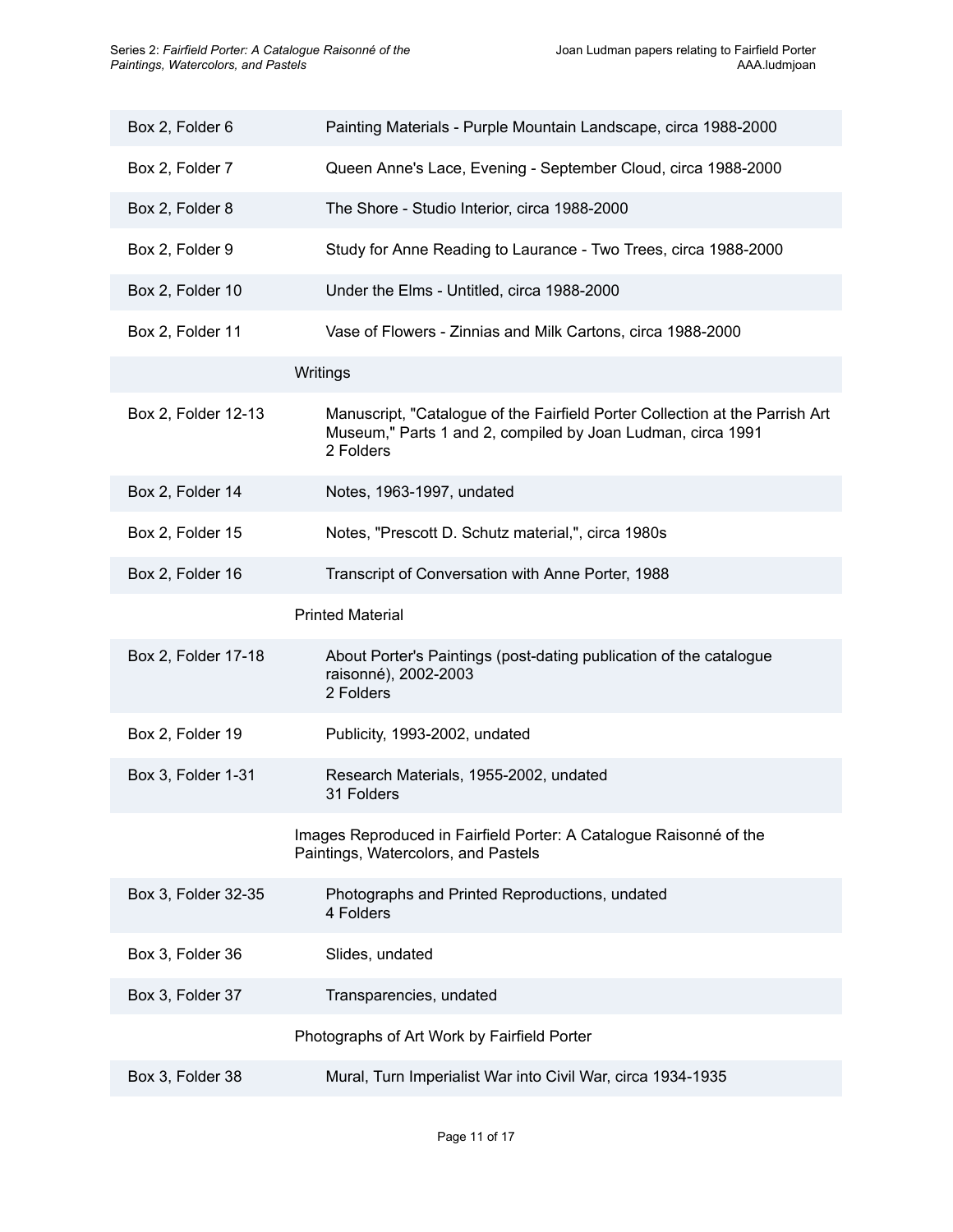| | |
|---|---|
| Box 2, Folder 6 | Painting Materials - Purple Mountain Landscape, circa 1988-2000 |
| Box 2, Folder 7 | Queen Anne's Lace, Evening - September Cloud, circa 1988-2000 |
| Box 2, Folder 8 | The Shore - Studio Interior, circa 1988-2000 |
| Box 2, Folder 9 | Study for Anne Reading to Laurance - Two Trees, circa 1988-2000 |
| Box 2, Folder 10 | Under the Elms - Untitled, circa 1988-2000 |
| Box 2, Folder 11 | Vase of Flowers - Zinnias and Milk Cartons, circa 1988-2000 |
| | **Writings** |
| Box 2, Folder 12-13 | Manuscript, "Catalogue of the Fairfield Porter Collection at the Parrish Art Museum," Parts 1 and 2, compiled by Joan Ludman, circa 1991<br>2 Folders |
| Box 2, Folder 14 | Notes, 1963-1997, undated |
| Box 2, Folder 15 | Notes, "Prescott D. Schutz material,", circa 1980s |
| Box 2, Folder 16 | Transcript of Conversation with Anne Porter, 1988 |
| | **Printed Material** |
| Box 2, Folder 17-18 | About Porter's Paintings (post-dating publication of the catalogue raisonné), 2002-2003<br>2 Folders |
| Box 2, Folder 19 | Publicity, 1993-2002, undated |
| Box 3, Folder 1-31 | Research Materials, 1955-2002, undated<br>31 Folders |
| | **Images Reproduced in Fairfield Porter: A Catalogue Raisonné of the Paintings, Watercolors, and Pastels** |
| Box 3, Folder 32-35 | Photographs and Printed Reproductions, undated<br>4 Folders |
| Box 3, Folder 36 | Slides, undated |
| Box 3, Folder 37 | Transparencies, undated |
| | **Photographs of Art Work by Fairfield Porter** |
| Box 3, Folder 38 | Mural, Turn Imperialist War into Civil War, circa 1934-1935 |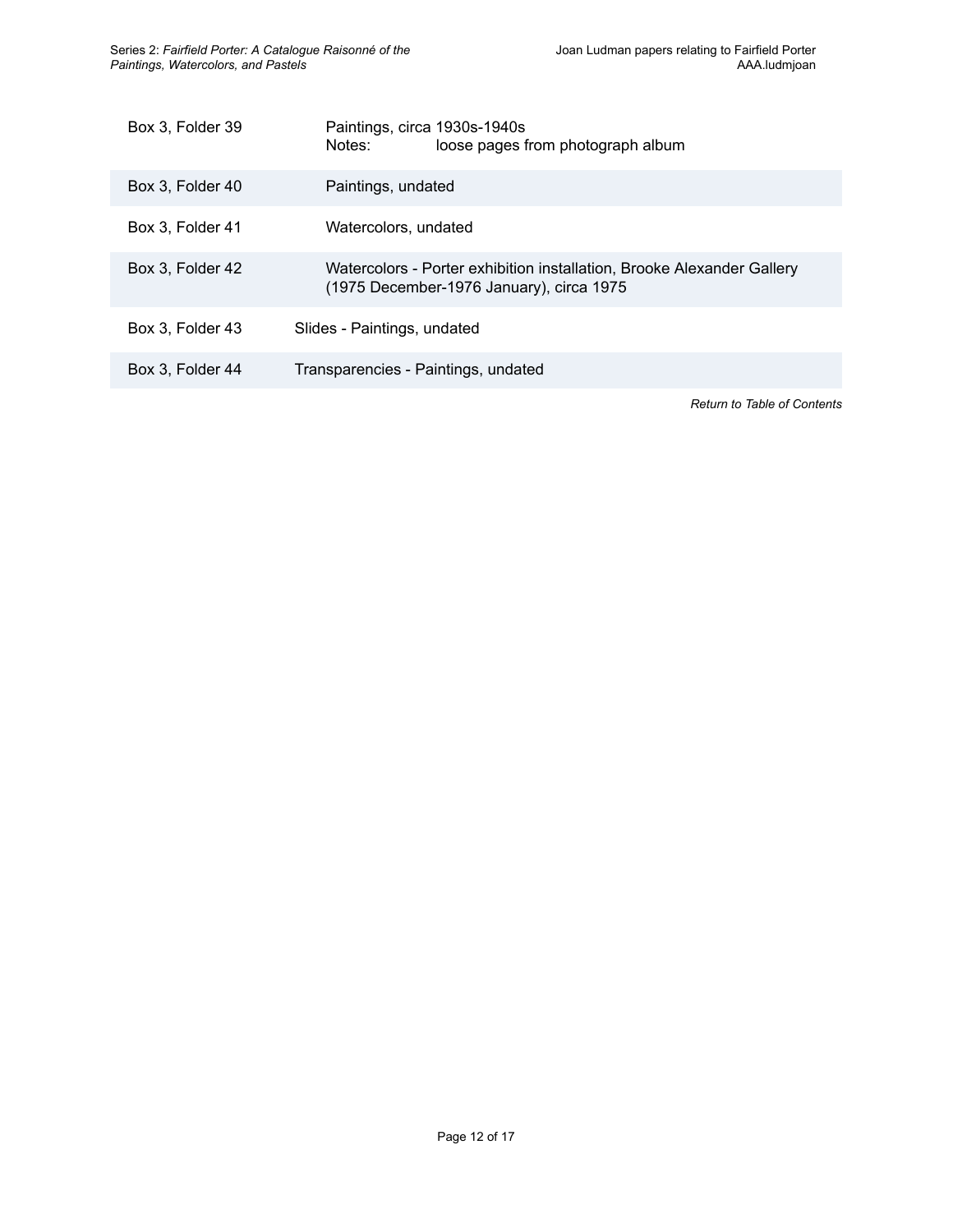| | |
|---|---|
| Box 3, Folder 39 | Paintings, circa 1930s-1940s<br>Notes: loose pages from photograph album |
| Box 3, Folder 40 | Paintings, undated |
| Box 3, Folder 41 | Watercolors, undated |
| Box 3, Folder 42 | Watercolors - Porter exhibition installation, Brooke Alexander Gallery (1975 December-1976 January), circa 1975 |
| Box 3, Folder 43 | Slides - Paintings, undated |
| Box 3, Folder 44 | Transparencies - Paintings, undated |

*Return to Table of Contents*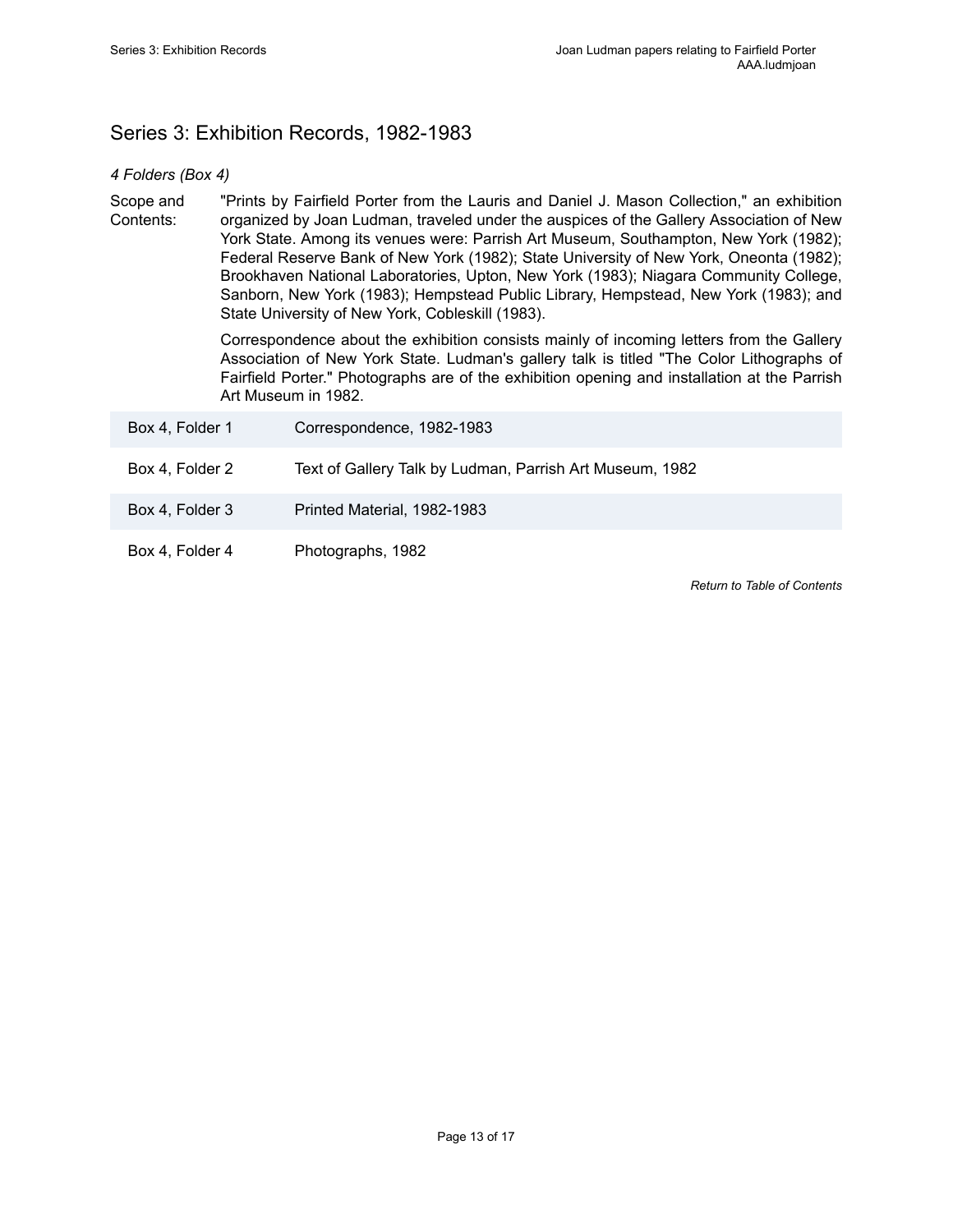## Series 3: Exhibition Records, 1982-1983

*4 Folders (Box 4)*

Scope and Contents: "Prints by Fairfield Porter from the Lauris and Daniel J. Mason Collection," an exhibition organized by Joan Ludman, traveled under the auspices of the Gallery Association of New York State. Among its venues were: Parrish Art Museum, Southampton, New York (1982); Federal Reserve Bank of New York (1982); State University of New York, Oneonta (1982); Brookhaven National Laboratories, Upton, New York (1983); Niagara Community College, Sanborn, New York (1983); Hempstead Public Library, Hempstead, New York (1983); and State University of New York, Cobleskill (1983).

Correspondence about the exhibition consists mainly of incoming letters from the Gallery Association of New York State. Ludman's gallery talk is titled "The Color Lithographs of Fairfield Porter." Photographs are of the exhibition opening and installation at the Parrish Art Museum in 1982.

| | |
|---|---|
| Box 4, Folder 1 | Correspondence, 1982-1983 |
| Box 4, Folder 2 | Text of Gallery Talk by Ludman, Parrish Art Museum, 1982 |
| Box 4, Folder 3 | Printed Material, 1982-1983 |
| Box 4, Folder 4 | Photographs, 1982 |

*Return to Table of Contents*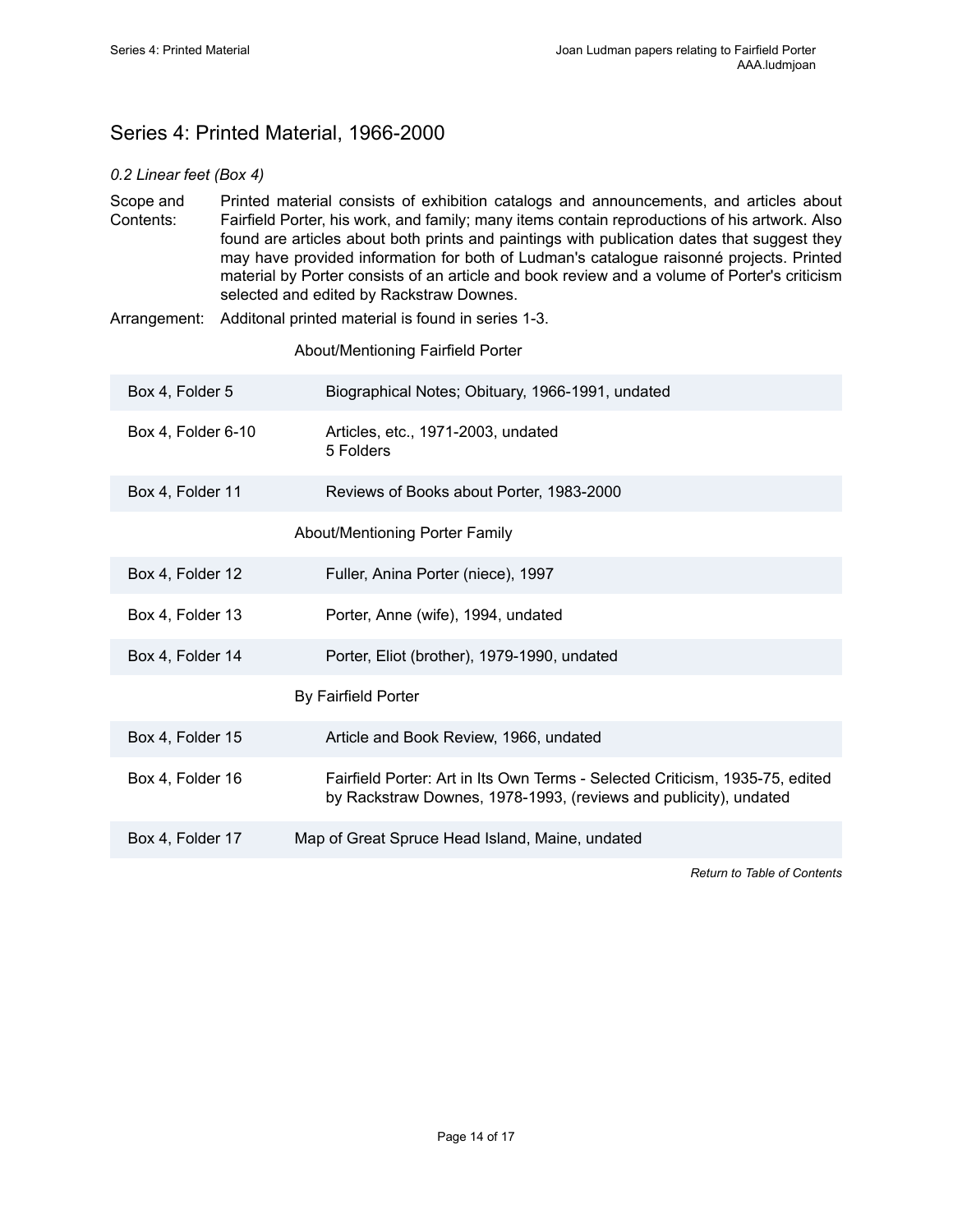## Series 4: Printed Material, 1966-2000

*0.2 Linear feet (Box 4)*

Scope and Contents: Printed material consists of exhibition catalogs and announcements, and articles about Fairfield Porter, his work, and family; many items contain reproductions of his artwork. Also found are articles about both prints and paintings with publication dates that suggest they may have provided information for both of Ludman's catalogue raisonné projects. Printed material by Porter consists of an article and book review and a volume of Porter's criticism selected and edited by Rackstraw Downes.

Arrangement: Additonal printed material is found in series 1-3.

About/Mentioning Fairfield Porter

| | |
|---|---|
| Box 4, Folder 5 | Biographical Notes; Obituary, 1966-1991, undated |
| Box 4, Folder 6-10 | Articles, etc., 1971-2003, undated<br>5 Folders |
| Box 4, Folder 11 | Reviews of Books about Porter, 1983-2000 |

About/Mentioning Porter Family

| | |
|---|---|
| Box 4, Folder 12 | Fuller, Anina Porter (niece), 1997 |
| Box 4, Folder 13 | Porter, Anne (wife), 1994, undated |
| Box 4, Folder 14 | Porter, Eliot (brother), 1979-1990, undated |

By Fairfield Porter

| | |
|---|---|
| Box 4, Folder 15 | Article and Book Review, 1966, undated |
| Box 4, Folder 16 | Fairfield Porter: Art in Its Own Terms - Selected Criticism, 1935-75, edited by Rackstraw Downes, 1978-1993, (reviews and publicity), undated |
| Box 4, Folder 17 | Map of Great Spruce Head Island, Maine, undated |

*Return to Table of Contents*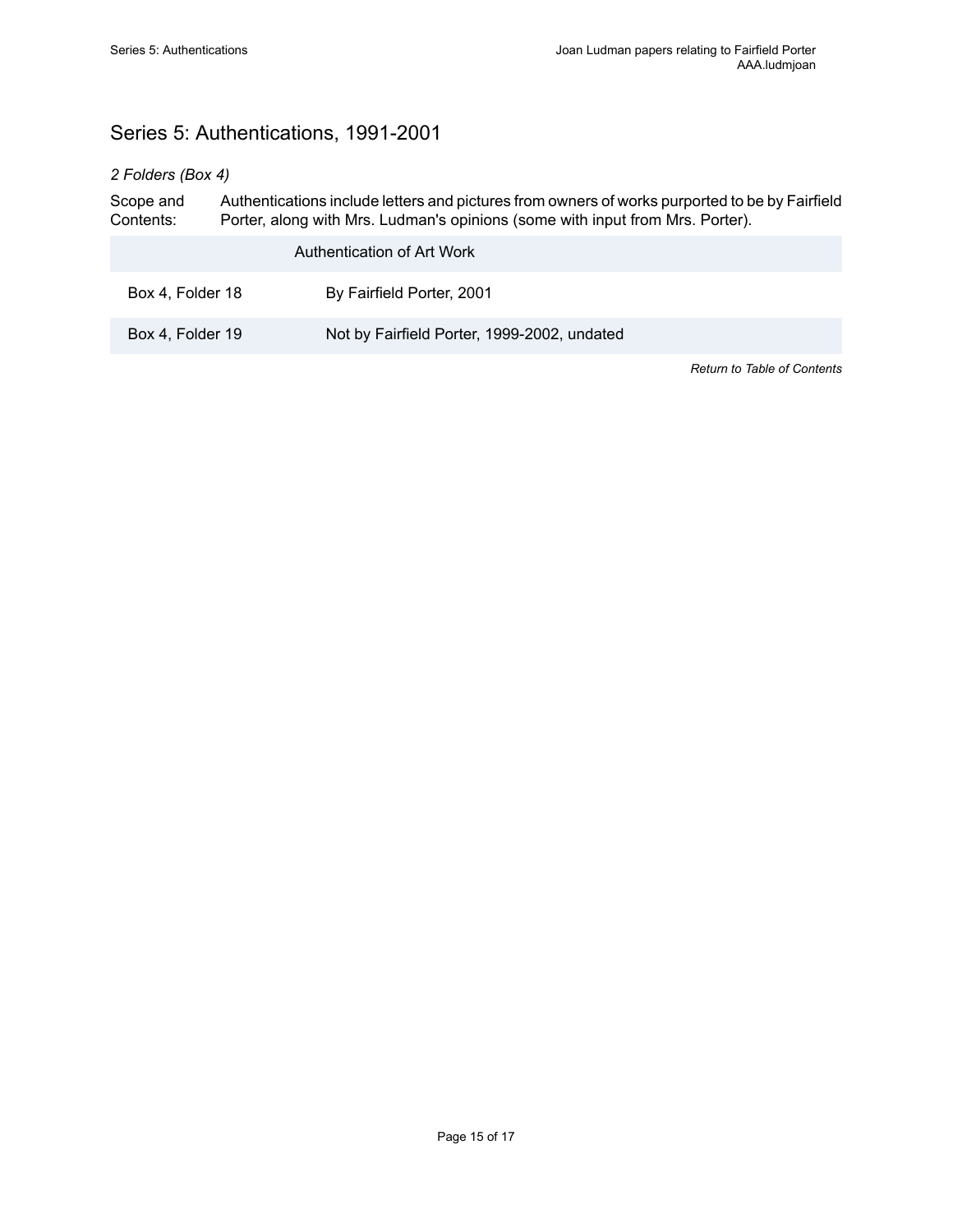## Series 5: Authentications, 1991-2001

*2 Folders (Box 4)*

Scope and Contents: Authentications include letters and pictures from owners of works purported to be by Fairfield Porter, along with Mrs. Ludman's opinions (some with input from Mrs. Porter).

| | Authentication of Art Work |
|---|---|
| Box 4, Folder 18 | By Fairfield Porter, 2001 |
| Box 4, Folder 19 | Not by Fairfield Porter, 1999-2002, undated |

*Return to Table of Contents*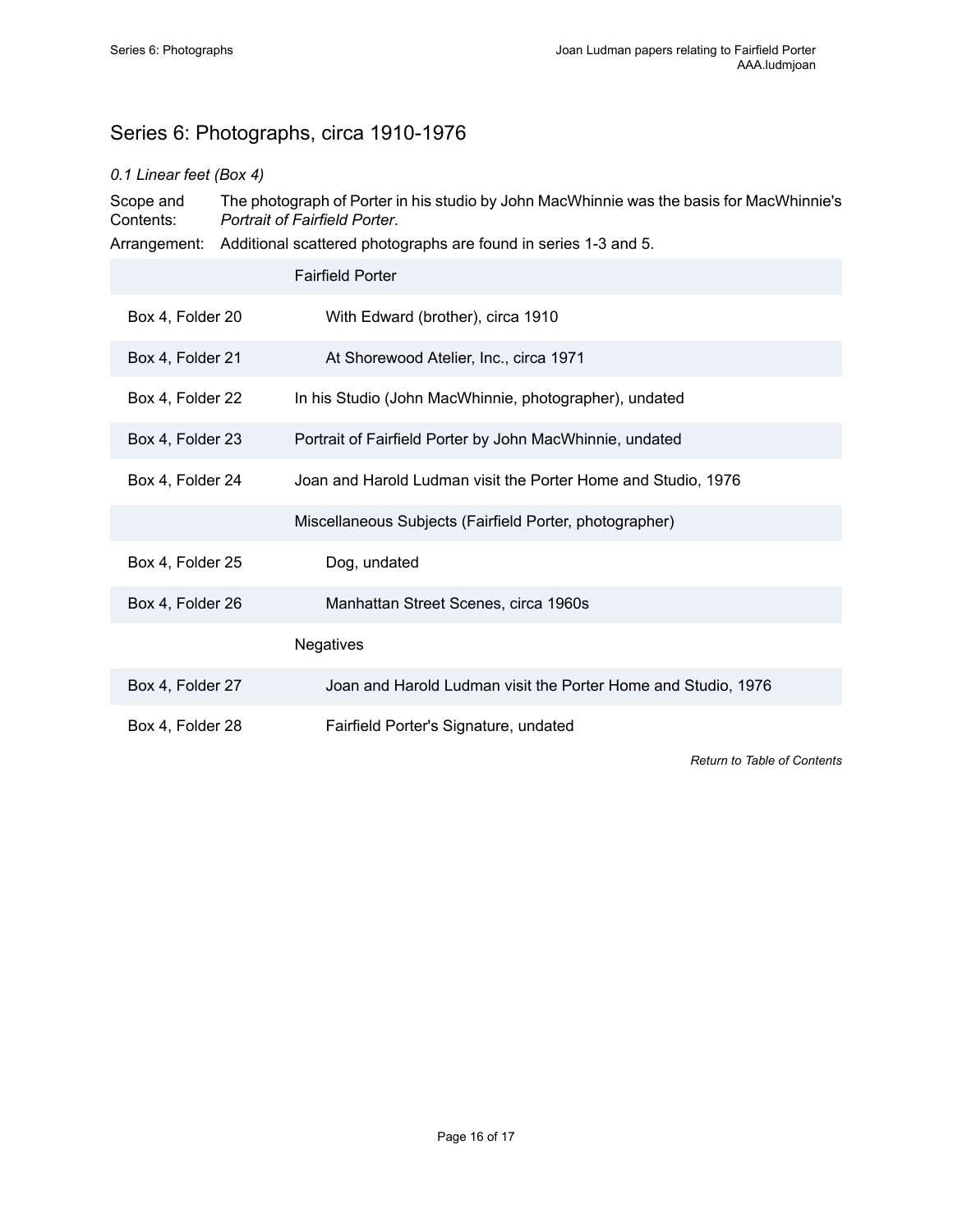## Series 6: Photographs, circa 1910-1976

*0.1 Linear feet (Box 4)*

Scope and Contents: The photograph of Porter in his studio by John MacWhinnie was the basis for MacWhinnie's *Portrait of Fairfield Porter*.

Arrangement: Additional scattered photographs are found in series 1-3 and 5.

| | |
|---|---|
| | Fairfield Porter |
| Box 4, Folder 20 | With Edward (brother), circa 1910 |
| Box 4, Folder 21 | At Shorewood Atelier, Inc., circa 1971 |
| Box 4, Folder 22 | In his Studio (John MacWhinnie, photographer), undated |
| Box 4, Folder 23 | Portrait of Fairfield Porter by John MacWhinnie, undated |
| Box 4, Folder 24 | Joan and Harold Ludman visit the Porter Home and Studio, 1976 |
| | Miscellaneous Subjects (Fairfield Porter, photographer) |
| Box 4, Folder 25 | Dog, undated |
| Box 4, Folder 26 | Manhattan Street Scenes, circa 1960s |
| | Negatives |
| Box 4, Folder 27 | Joan and Harold Ludman visit the Porter Home and Studio, 1976 |
| Box 4, Folder 28 | Fairfield Porter's Signature, undated |

*Return to Table of Contents*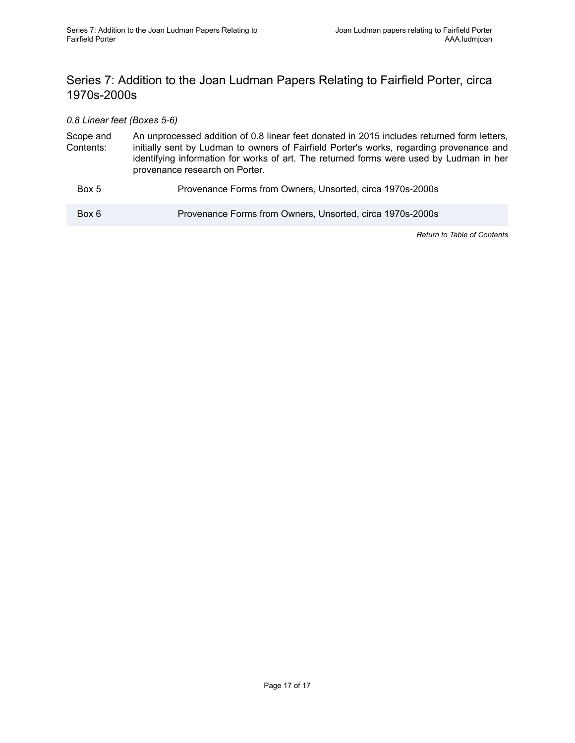## Series 7: Addition to the Joan Ludman Papers Relating to Fairfield Porter, circa 1970s-2000s

*0.8 Linear feet (Boxes 5-6)*

Scope and Contents: An unprocessed addition of 0.8 linear feet donated in 2015 includes returned form letters, initially sent by Ludman to owners of Fairfield Porter's works, regarding provenance and identifying information for works of art. The returned forms were used by Ludman in her provenance research on Porter.

| | |
|---|---|
| Box 5 | Provenance Forms from Owners, Unsorted, circa 1970s-2000s |
| Box 6 | Provenance Forms from Owners, Unsorted, circa 1970s-2000s |

*Return to Table of Contents*